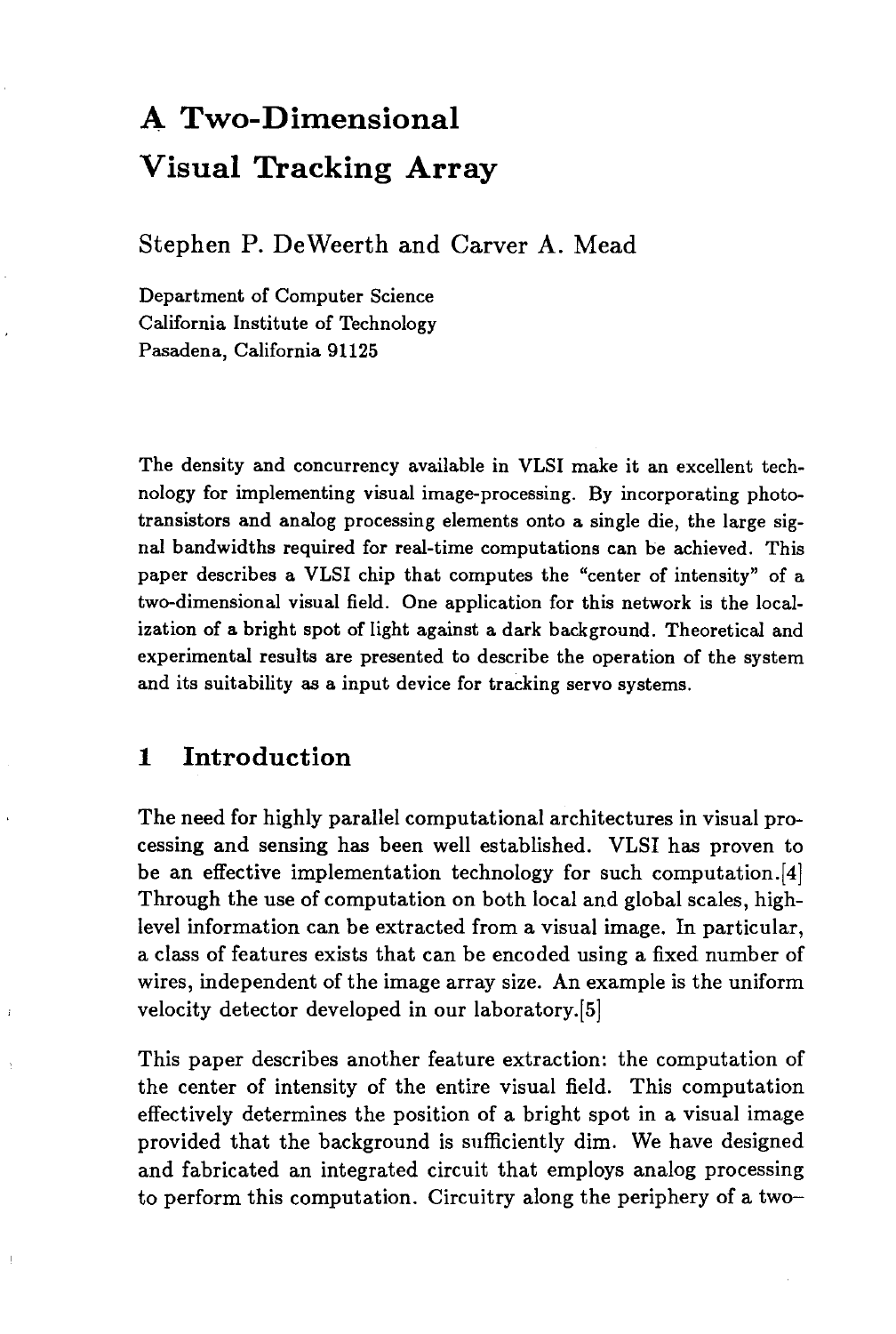# A Two-Dimensional Visual Tracking Array

Stephen P. DeWeerth and Carver A. Mead

Department of Computer Science
California Institute of Technology
Pasadena, California 91125

The density and concurrency available in VLSI make it an excellent technology for implementing visual image-processing. By incorporating phototransistors and analog processing elements onto a single die, the large signal bandwidths required for real-time computations can be achieved. This paper describes a VLSI chip that computes the "center of intensity" of a two-dimensional visual field. One application for this network is the localization of a bright spot of light against a dark background. Theoretical and experimental results are presented to describe the operation of the system and its suitability as a input device for tracking servo systems.

## 1 Introduction

The need for highly parallel computational architectures in visual processing and sensing has been well established. VLSI has proven to be an effective implementation technology for such computation.[4] Through the use of computation on both local and global scales, high-level information can be extracted from a visual image. In particular, a class of features exists that can be encoded using a fixed number of wires, independent of the image array size. An example is the uniform velocity detector developed in our laboratory.[5]

This paper describes another feature extraction: the computation of the center of intensity of the entire visual field. This computation effectively determines the position of a bright spot in a visual image provided that the background is sufficiently dim. We have designed and fabricated an integrated circuit that employs analog processing to perform this computation. Circuitry along the periphery of a two-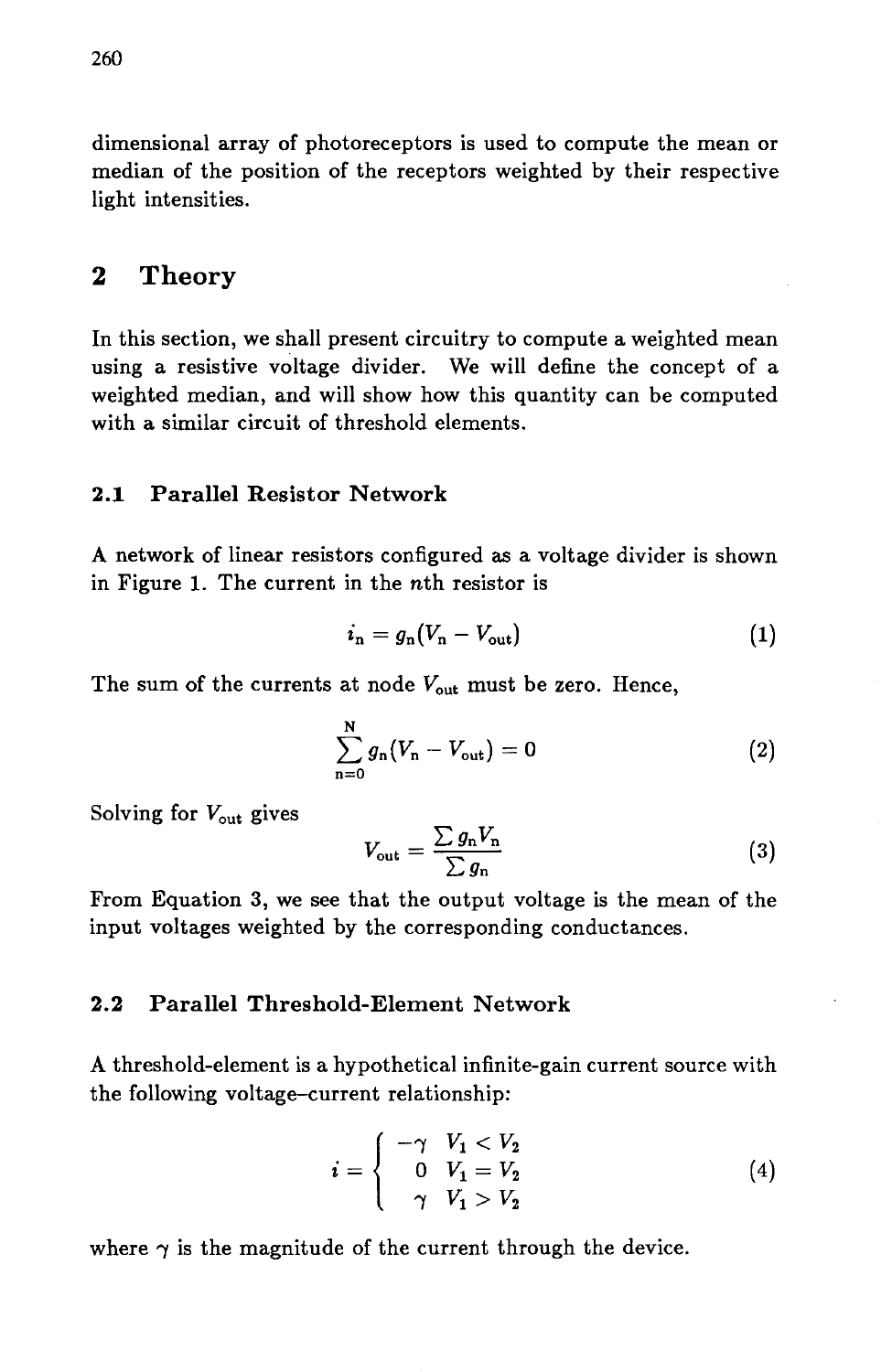dimensional array of photoreceptors is used to compute the mean or median of the position of the receptors weighted by their respective light intensities.

## 2 Theory

In this section, we shall present circuitry to compute a weighted mean using a resistive voltage divider. We will define the concept of a weighted median, and will show how this quantity can be computed with a similar circuit of threshold elements.

### 2.1 Parallel Resistor Network

A network of linear resistors configured as a voltage divider is shown in Figure 1. The current in the $n$th resistor is

$$i_n = g_n(V_n - V_{out}) \tag{1}$$

The sum of the currents at node $V_{out}$ must be zero. Hence,

$$\sum_{n=0}^{N} g_n(V_n - V_{out}) = 0 \tag{2}$$

Solving for $V_{out}$ gives

$$V_{out} = \frac{\sum g_n V_n}{\sum g_n} \tag{3}$$

From Equation 3, we see that the output voltage is the mean of the input voltages weighted by the corresponding conductances.

### 2.2 Parallel Threshold-Element Network

A threshold-element is a hypothetical infinite-gain current source with the following voltage–current relationship:

$$i = \begin{cases} -\gamma & V_1 < V_2 \\ 0 & V_1 = V_2 \\ \gamma & V_1 > V_2 \end{cases} \tag{4}$$

where $\gamma$ is the magnitude of the current through the device.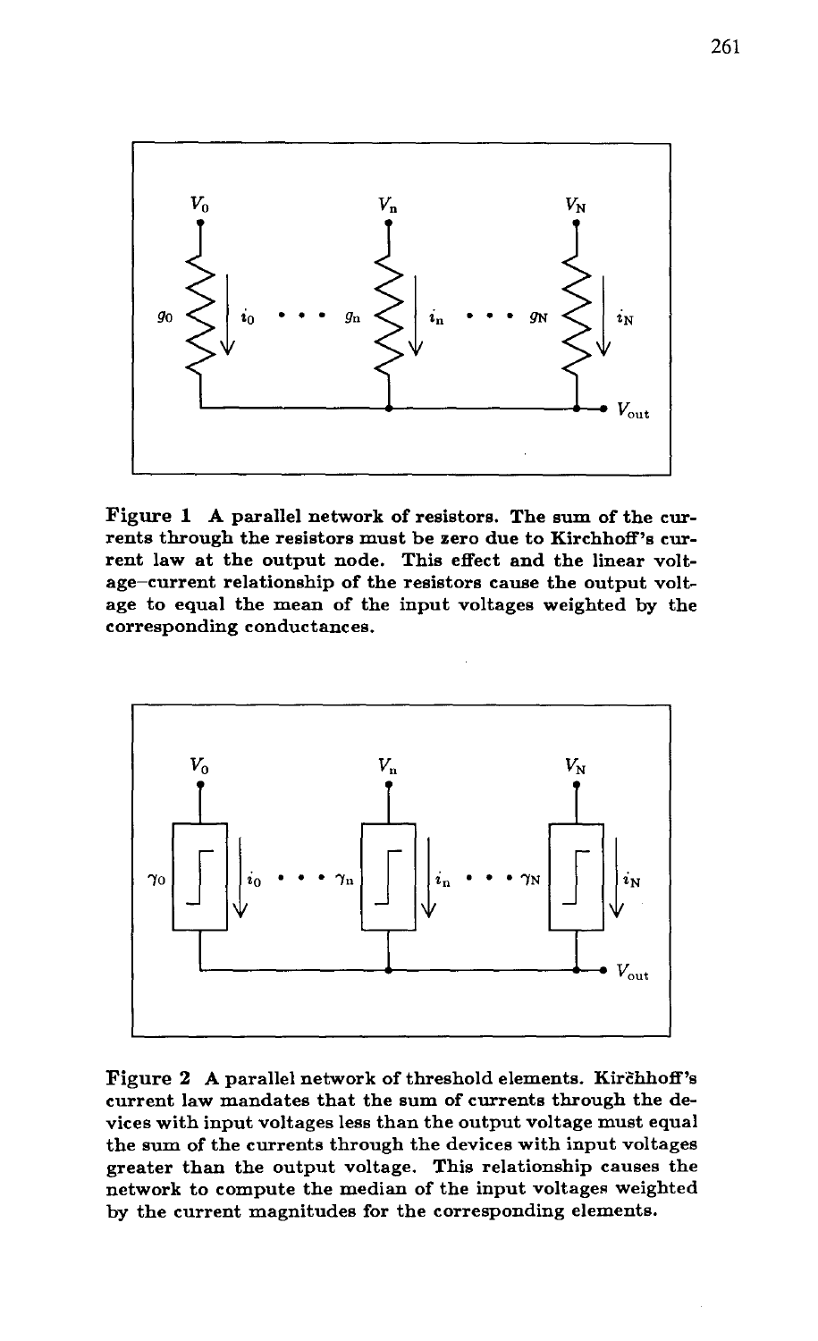**Figure 1** A parallel network of resistors. The sum of the currents through the resistors must be zero due to Kirchhoff's current law at the output node. This effect and the linear voltage–current relationship of the resistors cause the output voltage to equal the mean of the input voltages weighted by the corresponding conductances.

**Figure 2** A parallel network of threshold elements. Kirchhoff's current law mandates that the sum of currents through the devices with input voltages less than the output voltage must equal the sum of the currents through the devices with input voltages greater than the output voltage. This relationship causes the network to compute the median of the input voltages weighted by the current magnitudes for the corresponding elements.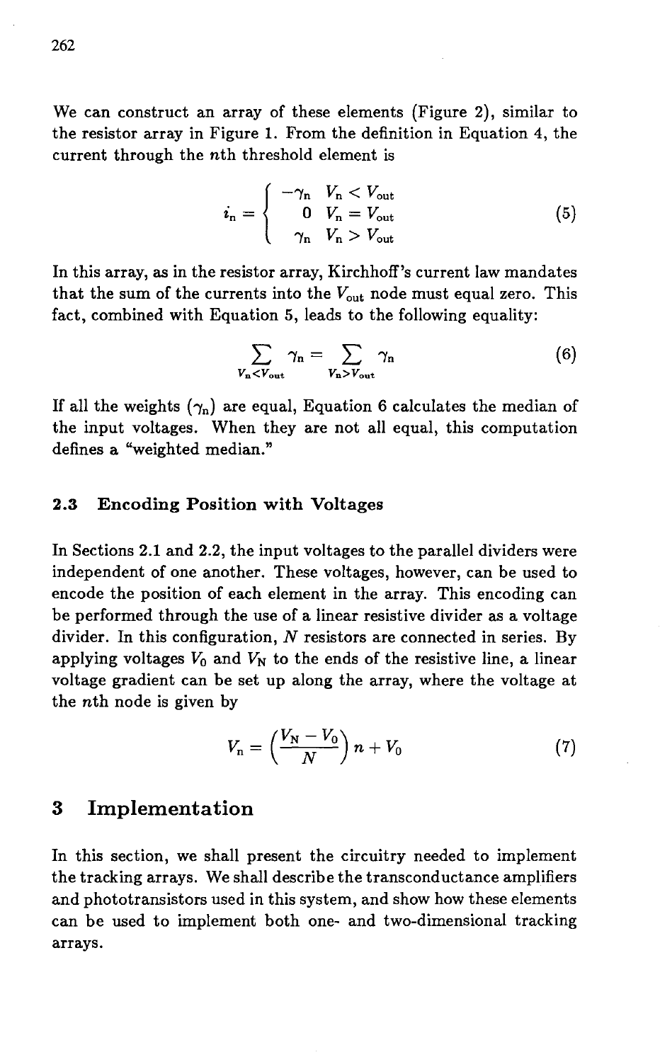We can construct an array of these elements (Figure 2), similar to the resistor array in Figure 1. From the definition in Equation 4, the current through the $n$th threshold element is

$$i_n = \begin{cases} -\gamma_n & V_n < V_{\text{out}} \\ 0 & V_n = V_{\text{out}} \\ \gamma_n & V_n > V_{\text{out}} \end{cases} \tag{5}$$

In this array, as in the resistor array, Kirchhoff's current law mandates that the sum of the currents into the $V_{\text{out}}$ node must equal zero. This fact, combined with Equation 5, leads to the following equality:

$$\sum_{V_n < V_{\text{out}}} \gamma_n = \sum_{V_n > V_{\text{out}}} \gamma_n \tag{6}$$

If all the weights ($\gamma_n$) are equal, Equation 6 calculates the median of the input voltages. When they are not all equal, this computation defines a "weighted median."

### 2.3 Encoding Position with Voltages

In Sections 2.1 and 2.2, the input voltages to the parallel dividers were independent of one another. These voltages, however, can be used to encode the position of each element in the array. This encoding can be performed through the use of a linear resistive divider as a voltage divider. In this configuration, $N$ resistors are connected in series. By applying voltages $V_0$ and $V_N$ to the ends of the resistive line, a linear voltage gradient can be set up along the array, where the voltage at the $n$th node is given by

$$V_n = \left(\frac{V_N - V_0}{N}\right) n + V_0 \tag{7}$$

## 3 Implementation

In this section, we shall present the circuitry needed to implement the tracking arrays. We shall describe the transconductance amplifiers and phototransistors used in this system, and show how these elements can be used to implement both one- and two-dimensional tracking arrays.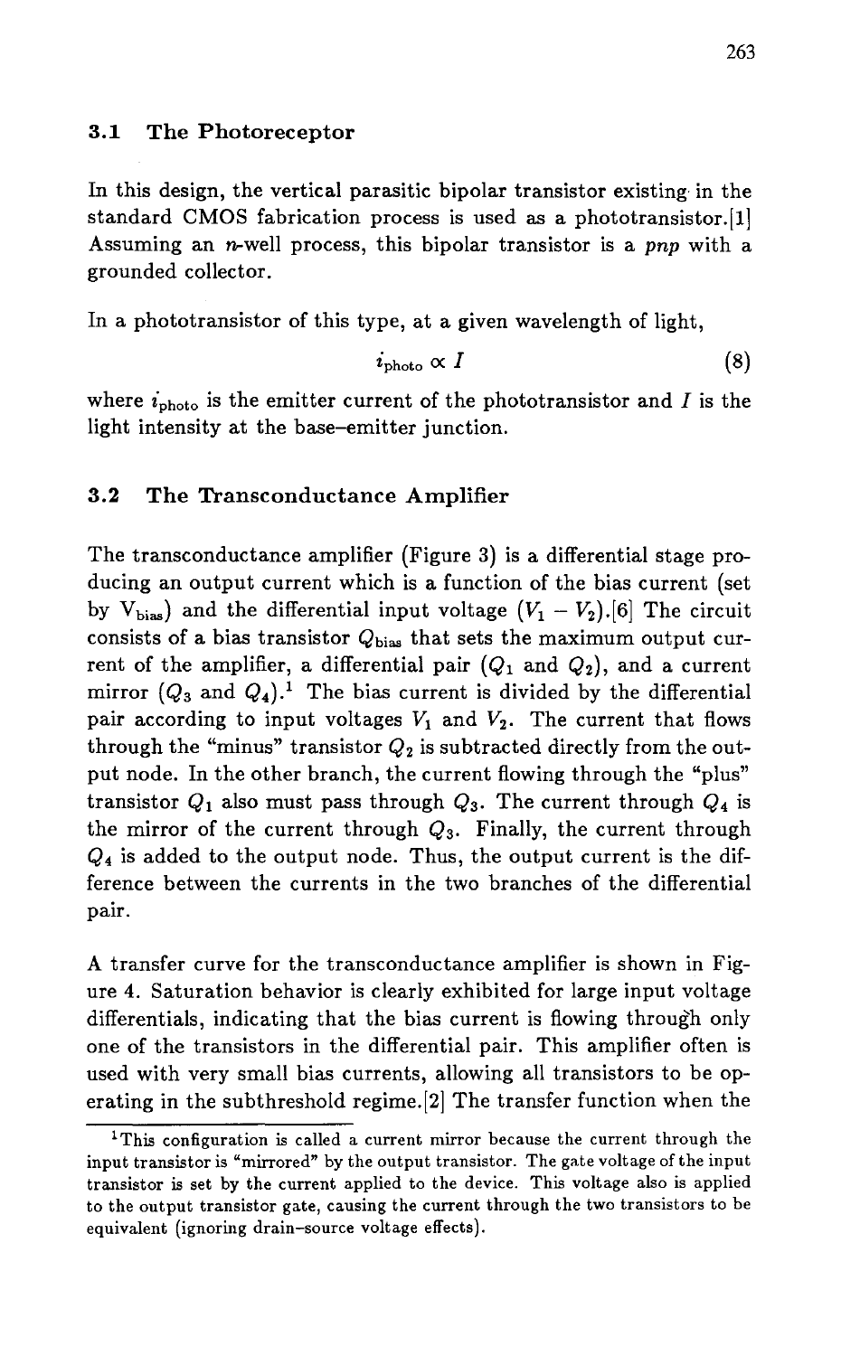### 3.1 The Photoreceptor

In this design, the vertical parasitic bipolar transistor existing in the standard CMOS fabrication process is used as a phototransistor.[1] Assuming an *n*-well process, this bipolar transistor is a *pnp* with a grounded collector.

In a phototransistor of this type, at a given wavelength of light,

$$i_{\text{photo}} \propto I \tag{8}$$

where $i_{\text{photo}}$ is the emitter current of the phototransistor and $I$ is the light intensity at the base–emitter junction.

### 3.2 The Transconductance Amplifier

The transconductance amplifier (Figure 3) is a differential stage producing an output current which is a function of the bias current (set by $V_{\text{bias}}$) and the differential input voltage ($V_1 - V_2$).[6] The circuit consists of a bias transistor $Q_{\text{bias}}$ that sets the maximum output current of the amplifier, a differential pair ($Q_1$ and $Q_2$), and a current mirror ($Q_3$ and $Q_4$).[1] The bias current is divided by the differential pair according to input voltages $V_1$ and $V_2$. The current that flows through the "minus" transistor $Q_2$ is subtracted directly from the output node. In the other branch, the current flowing through the "plus" transistor $Q_1$ also must pass through $Q_3$. The current through $Q_4$ is the mirror of the current through $Q_3$. Finally, the current through $Q_4$ is added to the output node. Thus, the output current is the difference between the currents in the two branches of the differential pair.

A transfer curve for the transconductance amplifier is shown in Figure 4. Saturation behavior is clearly exhibited for large input voltage differentials, indicating that the bias current is flowing through only one of the transistors in the differential pair. This amplifier often is used with very small bias currents, allowing all transistors to be operating in the subthreshold regime.[2] The transfer function when the

[1] This configuration is called a current mirror because the current through the input transistor is "mirrored" by the output transistor. The gate voltage of the input transistor is set by the current applied to the device. This voltage also is applied to the output transistor gate, causing the current through the two transistors to be equivalent (ignoring drain–source voltage effects).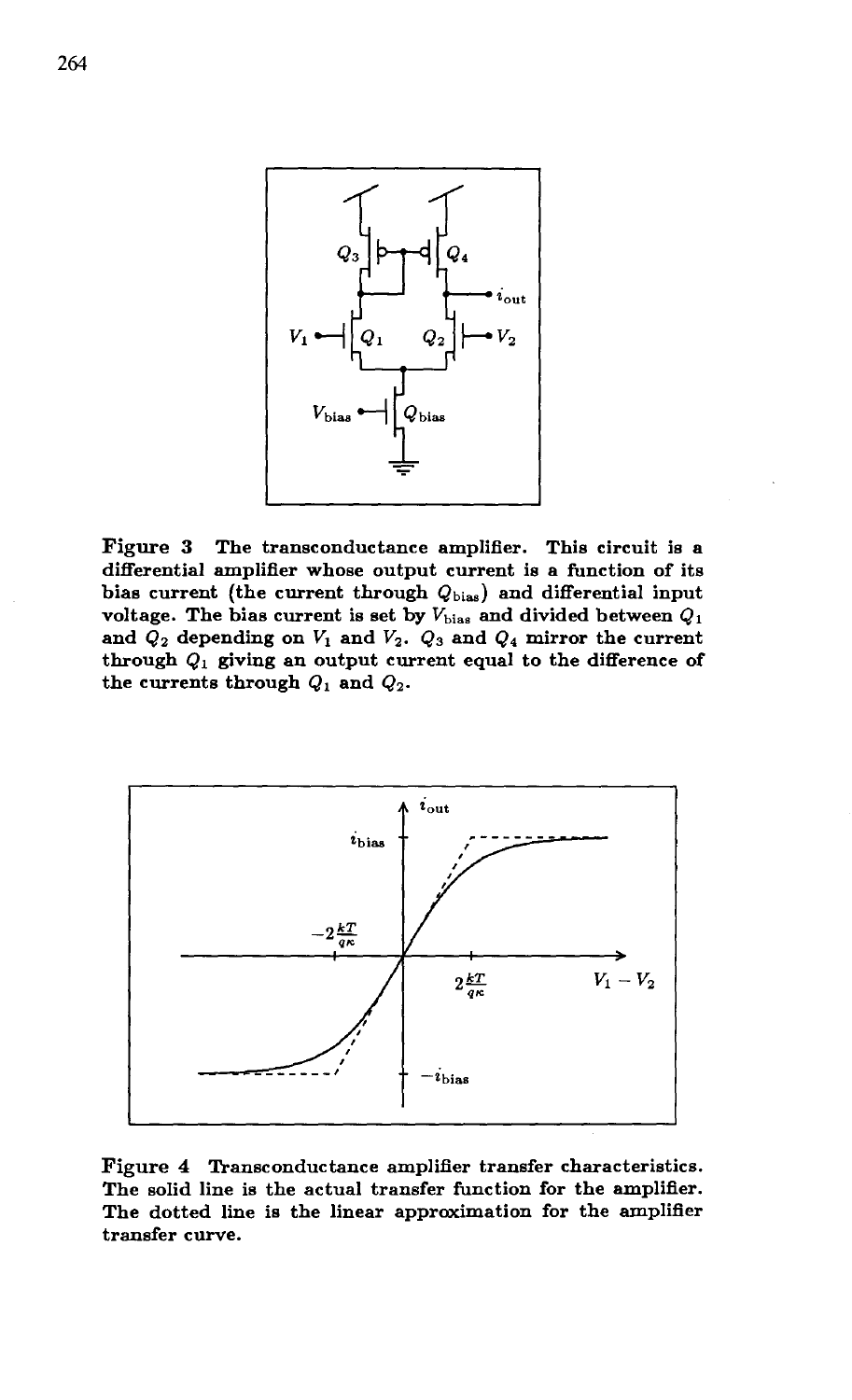Figure 3 The transconductance amplifier. This circuit is a differential amplifier whose output current is a function of its bias current (the current through $Q_{\text{bias}}$) and differential input voltage. The bias current is set by $V_{\text{bias}}$ and divided between $Q_1$ and $Q_2$ depending on $V_1$ and $V_2$. $Q_3$ and $Q_4$ mirror the current through $Q_1$ giving an output current equal to the difference of the currents through $Q_1$ and $Q_2$.

Figure 4 Transconductance amplifier transfer characteristics. The solid line is the actual transfer function for the amplifier. The dotted line is the linear approximation for the amplifier transfer curve.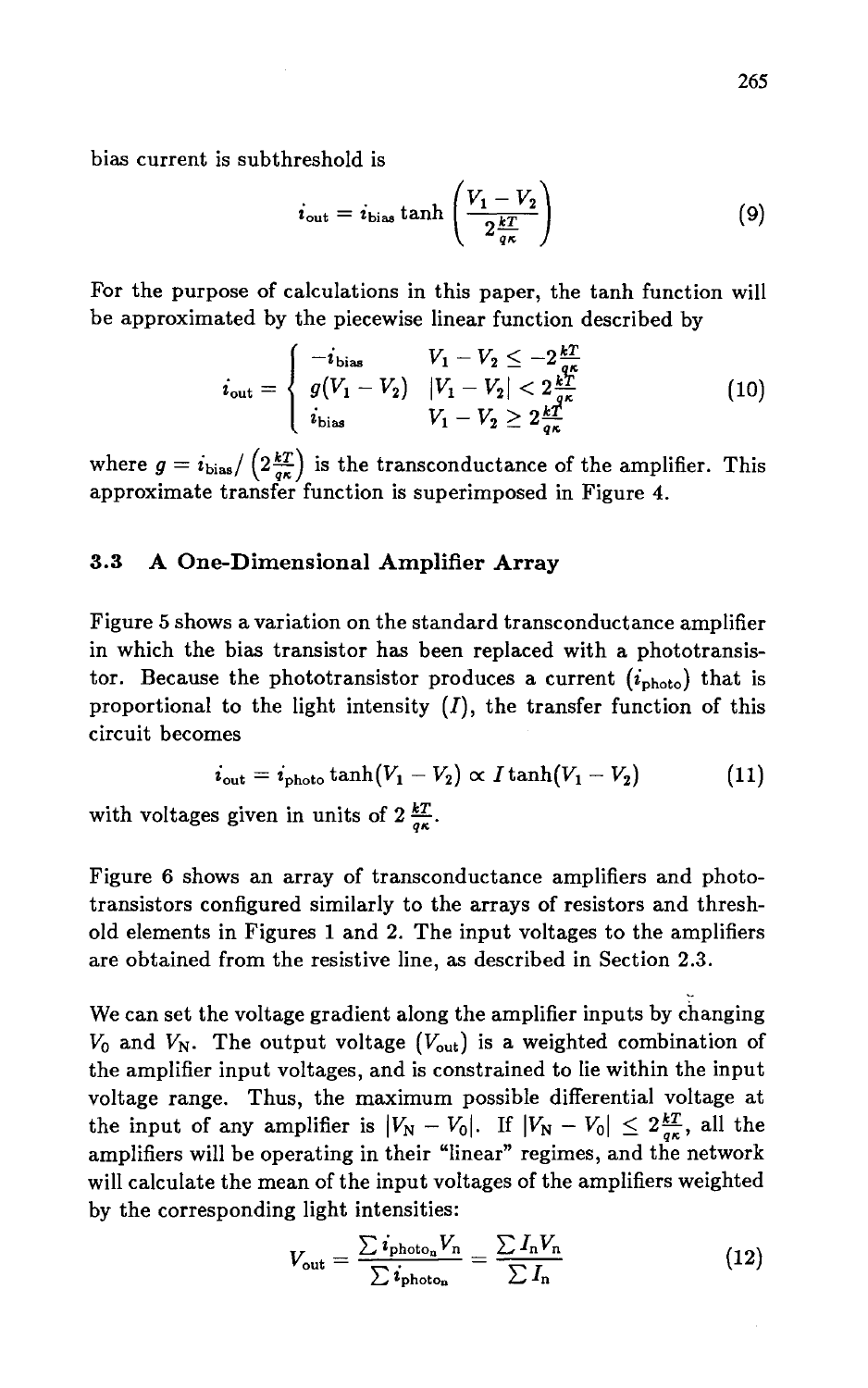bias current is subthreshold is

$$i_{\text{out}} = i_{\text{bias}} \tanh\left(\frac{V_1 - V_2}{2\frac{kT}{q\kappa}}\right) \tag{9}$$

For the purpose of calculations in this paper, the tanh function will be approximated by the piecewise linear function described by

$$i_{\text{out}} = \begin{cases} -i_{\text{bias}} & V_1 - V_2 \leq -2\frac{kT}{q\kappa} \\ g(V_1 - V_2) & |V_1 - V_2| < 2\frac{kT}{q\kappa} \\ i_{\text{bias}} & V_1 - V_2 \geq 2\frac{kT}{q\kappa} \end{cases} \tag{10}$$

where $g = i_{\text{bias}} / \left(2\frac{kT}{q\kappa}\right)$ is the transconductance of the amplifier. This approximate transfer function is superimposed in Figure 4.

### 3.3 A One-Dimensional Amplifier Array

Figure 5 shows a variation on the standard transconductance amplifier in which the bias transistor has been replaced with a phototransistor. Because the phototransistor produces a current ($i_{\text{photo}}$) that is proportional to the light intensity ($I$), the transfer function of this circuit becomes

$$i_{\text{out}} = i_{\text{photo}} \tanh(V_1 - V_2) \propto I \tanh(V_1 - V_2) \tag{11}$$

with voltages given in units of $2\frac{kT}{q\kappa}$.

Figure 6 shows an array of transconductance amplifiers and phototransistors configured similarly to the arrays of resistors and threshold elements in Figures 1 and 2. The input voltages to the amplifiers are obtained from the resistive line, as described in Section 2.3.

We can set the voltage gradient along the amplifier inputs by changing $V_0$ and $V_N$. The output voltage ($V_{\text{out}}$) is a weighted combination of the amplifier input voltages, and is constrained to lie within the input voltage range. Thus, the maximum possible differential voltage at the input of any amplifier is $|V_N - V_0|$. If $|V_N - V_0| \leq 2\frac{kT}{q\kappa}$, all the amplifiers will be operating in their "linear" regimes, and the network will calculate the mean of the input voltages of the amplifiers weighted by the corresponding light intensities:

$$V_{\text{out}} = \frac{\sum i_{\text{photo}_n} V_n}{\sum i_{\text{photo}_n}} = \frac{\sum I_n V_n}{\sum I_n} \tag{12}$$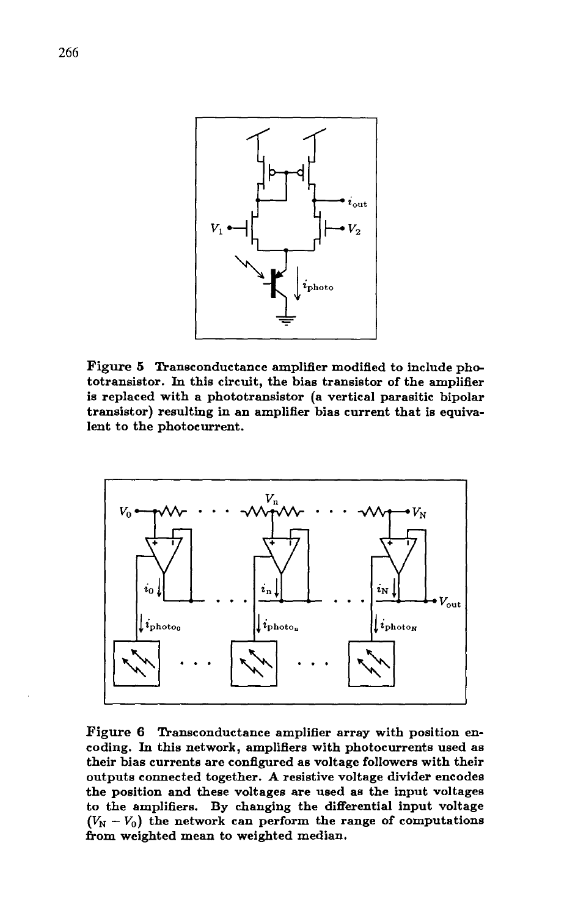**Figure 5** Transconductance amplifier modified to include phototransistor. In this circuit, the bias transistor of the amplifier is replaced with a phototransistor (a vertical parasitic bipolar transistor) resulting in an amplifier bias current that is equivalent to the photocurrent.

**Figure 6** Transconductance amplifier array with position encoding. In this network, amplifiers with photocurrents used as their bias currents are configured as voltage followers with their outputs connected together. A resistive voltage divider encodes the position and these voltages are used as the input voltages to the amplifiers. By changing the differential input voltage ($V_N - V_0$) the network can perform the range of computations from weighted mean to weighted median.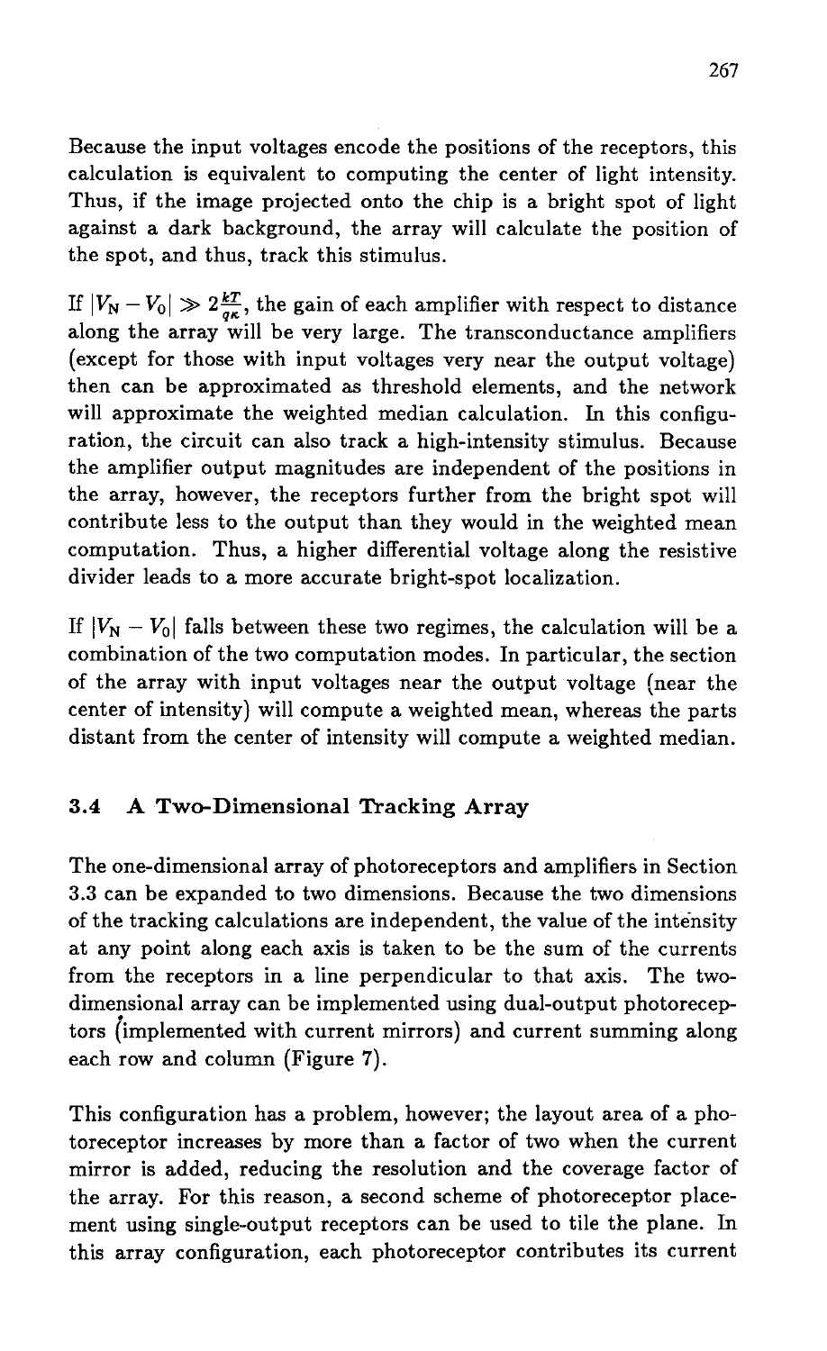Because the input voltages encode the positions of the receptors, this calculation is equivalent to computing the center of light intensity. Thus, if the image projected onto the chip is a bright spot of light against a dark background, the array will calculate the position of the spot, and thus, track this stimulus.

If $|V_N - V_0| \gg 2\frac{kT}{q\kappa}$, the gain of each amplifier with respect to distance along the array will be very large. The transconductance amplifiers (except for those with input voltages very near the output voltage) then can be approximated as threshold elements, and the network will approximate the weighted median calculation. In this configuration, the circuit can also track a high-intensity stimulus. Because the amplifier output magnitudes are independent of the positions in the array, however, the receptors further from the bright spot will contribute less to the output than they would in the weighted mean computation. Thus, a higher differential voltage along the resistive divider leads to a more accurate bright-spot localization.

If $|V_N - V_0|$ falls between these two regimes, the calculation will be a combination of the two computation modes. In particular, the section of the array with input voltages near the output voltage (near the center of intensity) will compute a weighted mean, whereas the parts distant from the center of intensity will compute a weighted median.

### 3.4 A Two-Dimensional Tracking Array

The one-dimensional array of photoreceptors and amplifiers in Section 3.3 can be expanded to two dimensions. Because the two dimensions of the tracking calculations are independent, the value of the intensity at any point along each axis is taken to be the sum of the currents from the receptors in a line perpendicular to that axis. The two-dimensional array can be implemented using dual-output photoreceptors (implemented with current mirrors) and current summing along each row and column (Figure 7).

This configuration has a problem, however; the layout area of a photoreceptor increases by more than a factor of two when the current mirror is added, reducing the resolution and the coverage factor of the array. For this reason, a second scheme of photoreceptor placement using single-output receptors can be used to tile the plane. In this array configuration, each photoreceptor contributes its current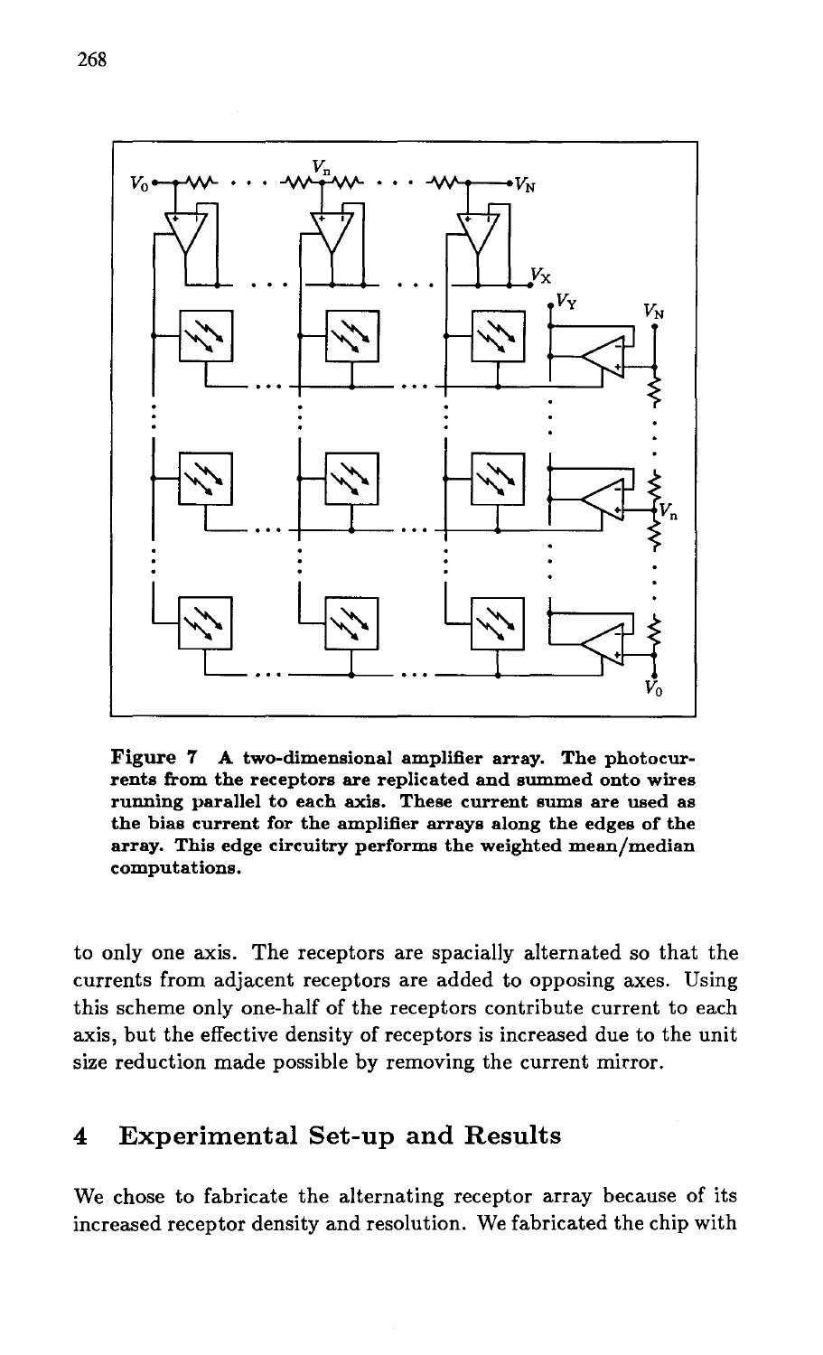**Figure 7** **A two-dimensional amplifier array. The photocurrents from the receptors are replicated and summed onto wires running parallel to each axis. These current sums are used as the bias current for the amplifier arrays along the edges of the array. This edge circuitry performs the weighted mean/median computations.**

to only one axis. The receptors are spacially alternated so that the currents from adjacent receptors are added to opposing axes. Using this scheme only one-half of the receptors contribute current to each axis, but the effective density of receptors is increased due to the unit size reduction made possible by removing the current mirror.

## 4 Experimental Set-up and Results

We chose to fabricate the alternating receptor array because of its increased receptor density and resolution. We fabricated the chip with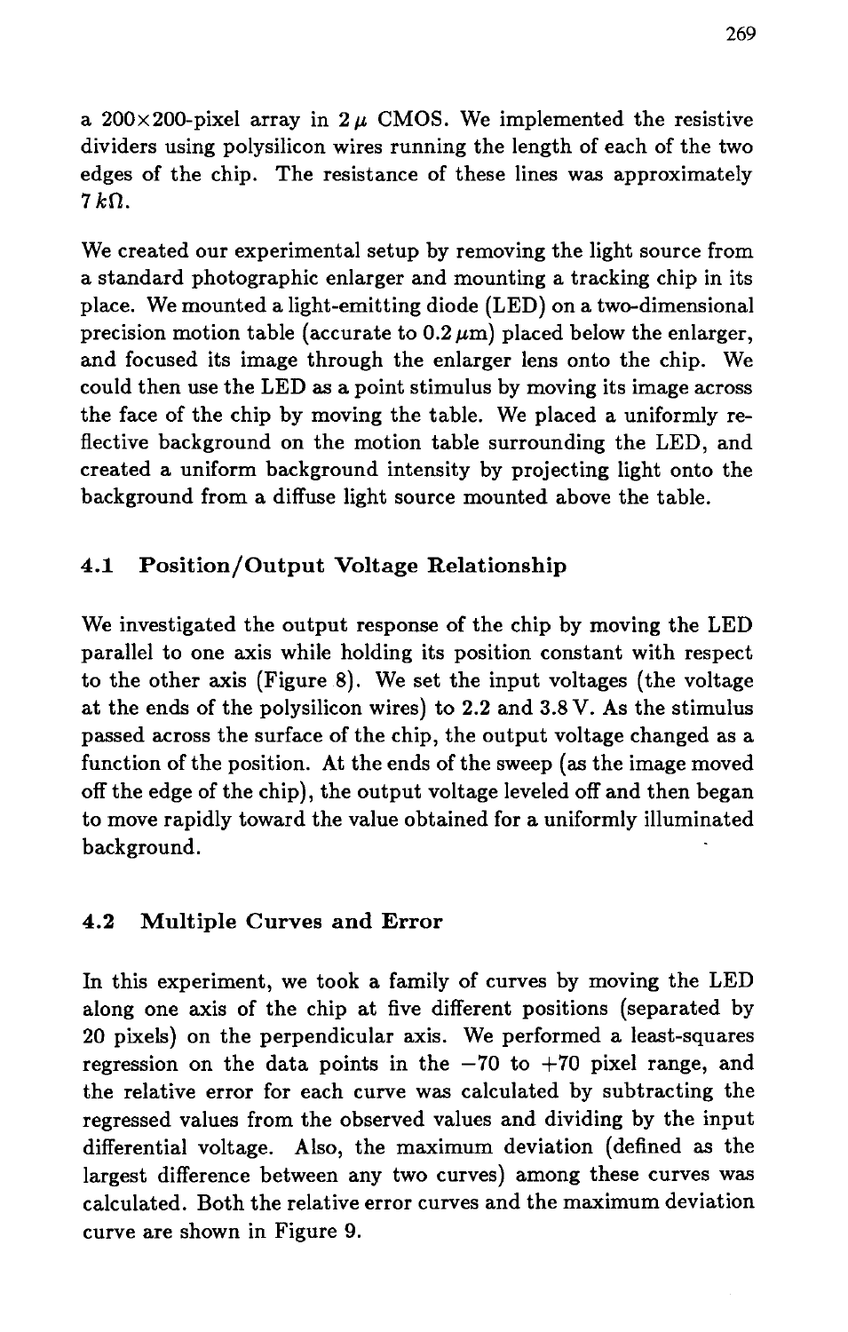a 200×200-pixel array in $2\,\mu$ CMOS. We implemented the resistive dividers using polysilicon wires running the length of each of the two edges of the chip. The resistance of these lines was approximately $7\,k\Omega$.

We created our experimental setup by removing the light source from a standard photographic enlarger and mounting a tracking chip in its place. We mounted a light-emitting diode (LED) on a two-dimensional precision motion table (accurate to $0.2\,\mu$m) placed below the enlarger, and focused its image through the enlarger lens onto the chip. We could then use the LED as a point stimulus by moving its image across the face of the chip by moving the table. We placed a uniformly reflective background on the motion table surrounding the LED, and created a uniform background intensity by projecting light onto the background from a diffuse light source mounted above the table.

### 4.1 Position/Output Voltage Relationship

We investigated the output response of the chip by moving the LED parallel to one axis while holding its position constant with respect to the other axis (Figure 8). We set the input voltages (the voltage at the ends of the polysilicon wires) to 2.2 and 3.8 V. As the stimulus passed across the surface of the chip, the output voltage changed as a function of the position. At the ends of the sweep (as the image moved off the edge of the chip), the output voltage leveled off and then began to move rapidly toward the value obtained for a uniformly illuminated background.

### 4.2 Multiple Curves and Error

In this experiment, we took a family of curves by moving the LED along one axis of the chip at five different positions (separated by 20 pixels) on the perpendicular axis. We performed a least-squares regression on the data points in the $-70$ to $+70$ pixel range, and the relative error for each curve was calculated by subtracting the regressed values from the observed values and dividing by the input differential voltage. Also, the maximum deviation (defined as the largest difference between any two curves) among these curves was calculated. Both the relative error curves and the maximum deviation curve are shown in Figure 9.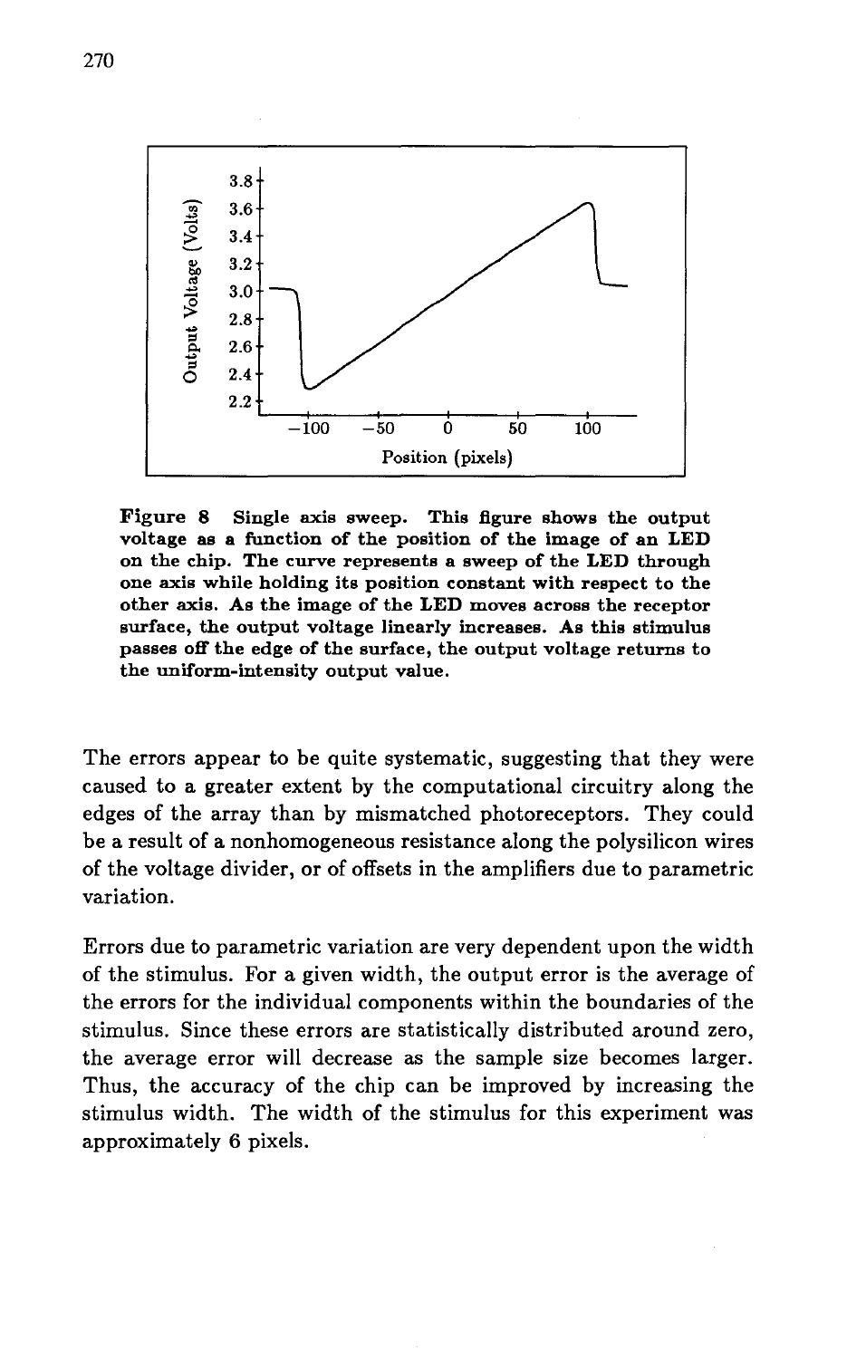**Figure 8 Single axis sweep. This figure shows the output voltage as a function of the position of the image of an LED on the chip. The curve represents a sweep of the LED through one axis while holding its position constant with respect to the other axis. As the image of the LED moves across the receptor surface, the output voltage linearly increases. As this stimulus passes off the edge of the surface, the output voltage returns to the uniform-intensity output value.**

The errors appear to be quite systematic, suggesting that they were caused to a greater extent by the computational circuitry along the edges of the array than by mismatched photoreceptors. They could be a result of a nonhomogeneous resistance along the polysilicon wires of the voltage divider, or of offsets in the amplifiers due to parametric variation.

Errors due to parametric variation are very dependent upon the width of the stimulus. For a given width, the output error is the average of the errors for the individual components within the boundaries of the stimulus. Since these errors are statistically distributed around zero, the average error will decrease as the sample size becomes larger. Thus, the accuracy of the chip can be improved by increasing the stimulus width. The width of the stimulus for this experiment was approximately 6 pixels.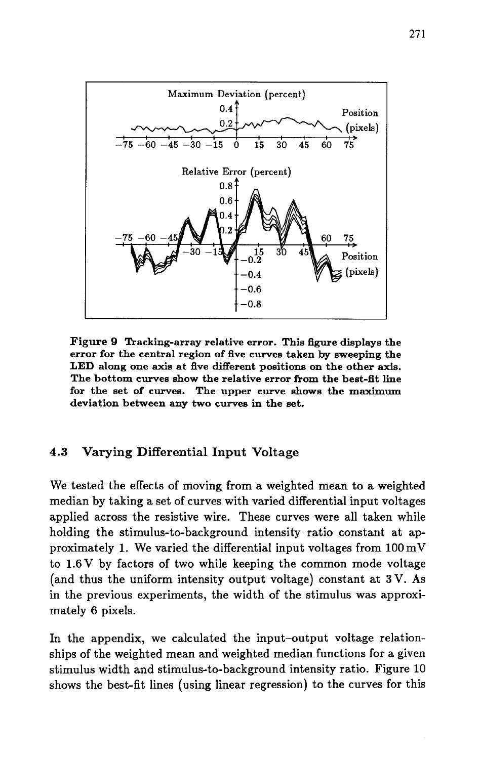Figure 9 Tracking-array relative error. This figure displays the error for the central region of five curves taken by sweeping the LED along one axis at five different positions on the other axis. The bottom curves show the relative error from the best-fit line for the set of curves. The upper curve shows the maximum deviation between any two curves in the set.

### 4.3 Varying Differential Input Voltage

We tested the effects of moving from a weighted mean to a weighted median by taking a set of curves with varied differential input voltages applied across the resistive wire. These curves were all taken while holding the stimulus-to-background intensity ratio constant at approximately 1. We varied the differential input voltages from 100 mV to 1.6 V by factors of two while keeping the common mode voltage (and thus the uniform intensity output voltage) constant at 3 V. As in the previous experiments, the width of the stimulus was approximately 6 pixels.

In the appendix, we calculated the input–output voltage relationships of the weighted mean and weighted median functions for a given stimulus width and stimulus-to-background intensity ratio. Figure 10 shows the best-fit lines (using linear regression) to the curves for this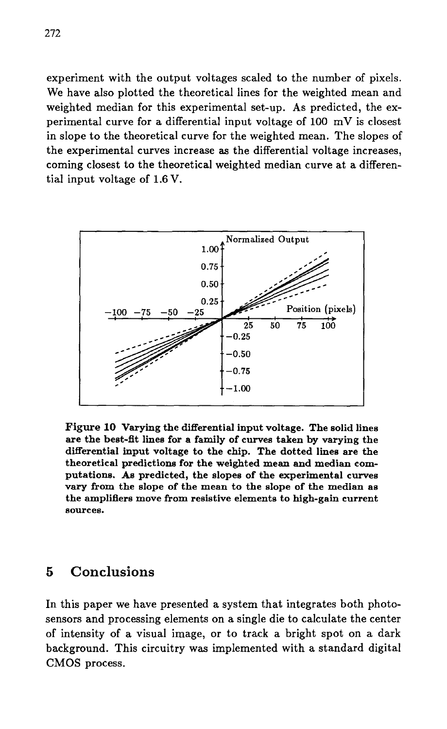experiment with the output voltages scaled to the number of pixels. We have also plotted the theoretical lines for the weighted mean and weighted median for this experimental set-up. As predicted, the experimental curve for a differential input voltage of 100 mV is closest in slope to the theoretical curve for the weighted mean. The slopes of the experimental curves increase as the differential voltage increases, coming closest to the theoretical weighted median curve at a differential input voltage of 1.6 V.

**Figure 10 Varying the differential input voltage. The solid lines are the best-fit lines for a family of curves taken by varying the differential input voltage to the chip. The dotted lines are the theoretical predictions for the weighted mean and median computations. As predicted, the slopes of the experimental curves vary from the slope of the mean to the slope of the median as the amplifiers move from resistive elements to high-gain current sources.**

## 5 Conclusions

In this paper we have presented a system that integrates both photosensors and processing elements on a single die to calculate the center of intensity of a visual image, or to track a bright spot on a dark background. This circuitry was implemented with a standard digital CMOS process.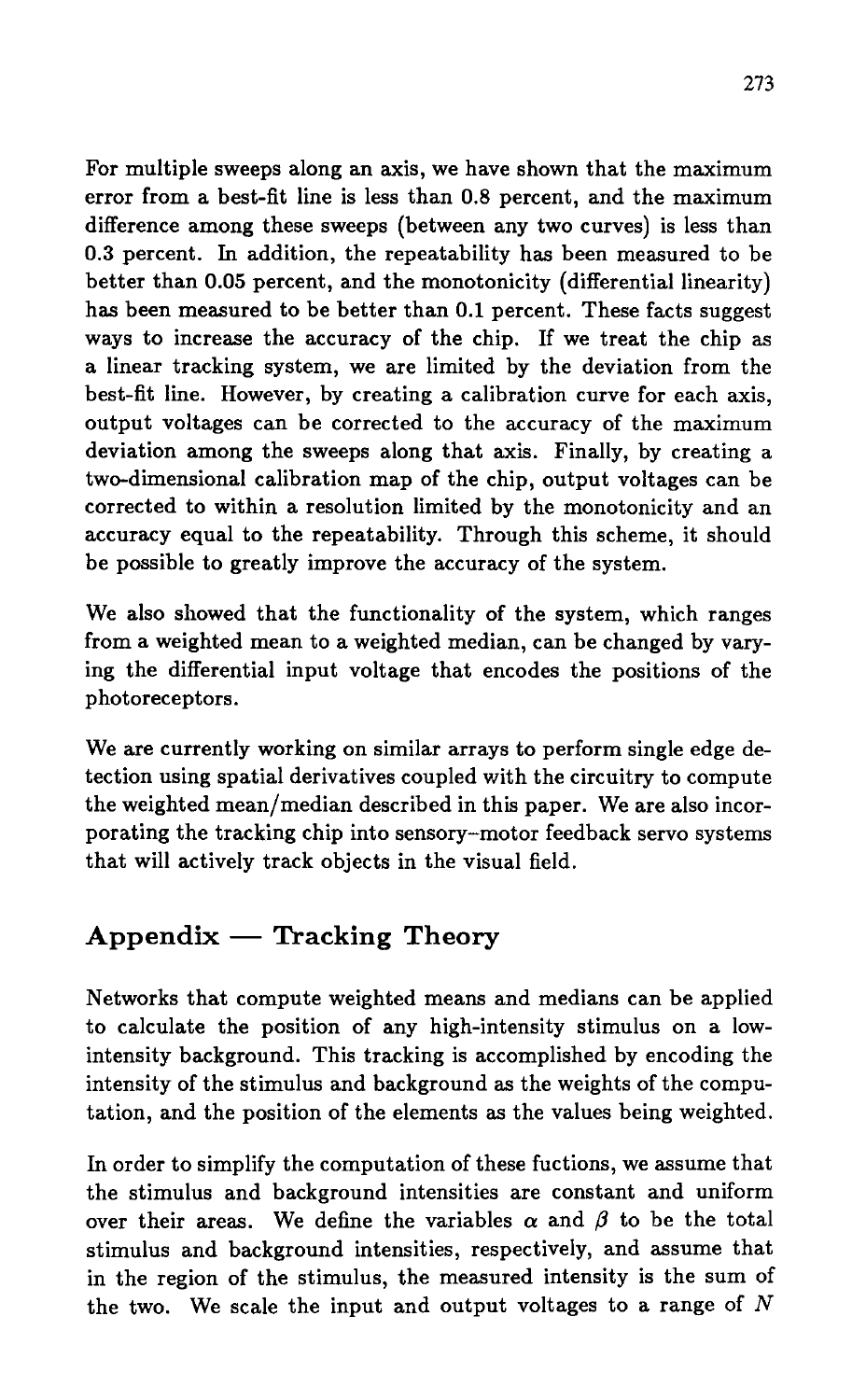For multiple sweeps along an axis, we have shown that the maximum error from a best-fit line is less than 0.8 percent, and the maximum difference among these sweeps (between any two curves) is less than 0.3 percent. In addition, the repeatability has been measured to be better than 0.05 percent, and the monotonicity (differential linearity) has been measured to be better than 0.1 percent. These facts suggest ways to increase the accuracy of the chip. If we treat the chip as a linear tracking system, we are limited by the deviation from the best-fit line. However, by creating a calibration curve for each axis, output voltages can be corrected to the accuracy of the maximum deviation among the sweeps along that axis. Finally, by creating a two-dimensional calibration map of the chip, output voltages can be corrected to within a resolution limited by the monotonicity and an accuracy equal to the repeatability. Through this scheme, it should be possible to greatly improve the accuracy of the system.

We also showed that the functionality of the system, which ranges from a weighted mean to a weighted median, can be changed by varying the differential input voltage that encodes the positions of the photoreceptors.

We are currently working on similar arrays to perform single edge detection using spatial derivatives coupled with the circuitry to compute the weighted mean/median described in this paper. We are also incorporating the tracking chip into sensory–motor feedback servo systems that will actively track objects in the visual field.

## Appendix — Tracking Theory

Networks that compute weighted means and medians can be applied to calculate the position of any high-intensity stimulus on a low-intensity background. This tracking is accomplished by encoding the intensity of the stimulus and background as the weights of the computation, and the position of the elements as the values being weighted.

In order to simplify the computation of these fuctions, we assume that the stimulus and background intensities are constant and uniform over their areas. We define the variables $\alpha$ and $\beta$ to be the total stimulus and background intensities, respectively, and assume that in the region of the stimulus, the measured intensity is the sum of the two. We scale the input and output voltages to a range of $N$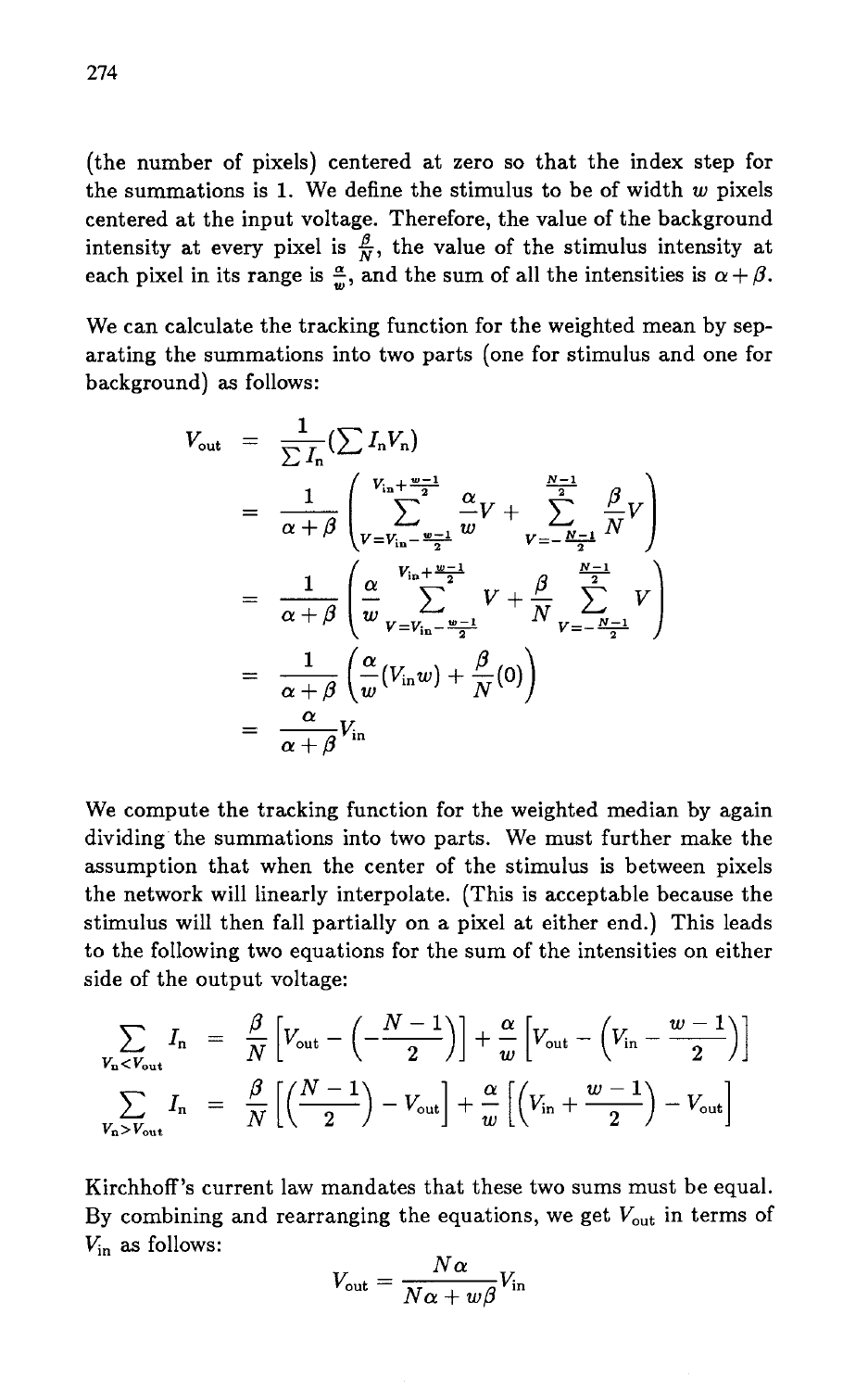(the number of pixels) centered at zero so that the index step for the summations is 1. We define the stimulus to be of width $w$ pixels centered at the input voltage. Therefore, the value of the background intensity at every pixel is $\frac{\beta}{N}$, the value of the stimulus intensity at each pixel in its range is $\frac{\alpha}{w}$, and the sum of all the intensities is $\alpha + \beta$.

We can calculate the tracking function for the weighted mean by separating the summations into two parts (one for stimulus and one for background) as follows:

$$
\begin{aligned}
V_{\text{out}} &= \frac{1}{\sum I_n}\left(\sum I_n V_n\right) \\
&= \frac{1}{\alpha+\beta}\left( \sum_{V=V_{\text{in}}-\frac{w-1}{2}}^{V_{\text{in}}+\frac{w-1}{2}} \frac{\alpha}{w} V + \sum_{V=-\frac{N-1}{2}}^{\frac{N-1}{2}} \frac{\beta}{N} V \right) \\
&= \frac{1}{\alpha+\beta}\left( \frac{\alpha}{w} \sum_{V=V_{\text{in}}-\frac{w-1}{2}}^{V_{\text{in}}+\frac{w-1}{2}} V + \frac{\beta}{N} \sum_{V=-\frac{N-1}{2}}^{\frac{N-1}{2}} V \right) \\
&= \frac{1}{\alpha+\beta}\left( \frac{\alpha}{w}(V_{\text{in}} w) + \frac{\beta}{N}(0) \right) \\
&= \frac{\alpha}{\alpha+\beta} V_{\text{in}}
\end{aligned}
$$

We compute the tracking function for the weighted median by again dividing the summations into two parts. We must further make the assumption that when the center of the stimulus is between pixels the network will linearly interpolate. (This is acceptable because the stimulus will then fall partially on a pixel at either end.) This leads to the following two equations for the sum of the intensities on either side of the output voltage:

$$
\begin{aligned}
\sum_{V_n < V_{\text{out}}} I_n &= \frac{\beta}{N}\left[V_{\text{out}} - \left(-\frac{N-1}{2}\right)\right] + \frac{\alpha}{w}\left[V_{\text{out}} - \left(V_{\text{in}} - \frac{w-1}{2}\right)\right] \\
\sum_{V_n > V_{\text{out}}} I_n &= \frac{\beta}{N}\left[\left(\frac{N-1}{2}\right) - V_{\text{out}}\right] + \frac{\alpha}{w}\left[\left(V_{\text{in}} + \frac{w-1}{2}\right) - V_{\text{out}}\right]
\end{aligned}
$$

Kirchhoff's current law mandates that these two sums must be equal. By combining and rearranging the equations, we get $V_{\text{out}}$ in terms of $V_{\text{in}}$ as follows:

$$
V_{\text{out}} = \frac{N\alpha}{N\alpha + w\beta} V_{\text{in}}
$$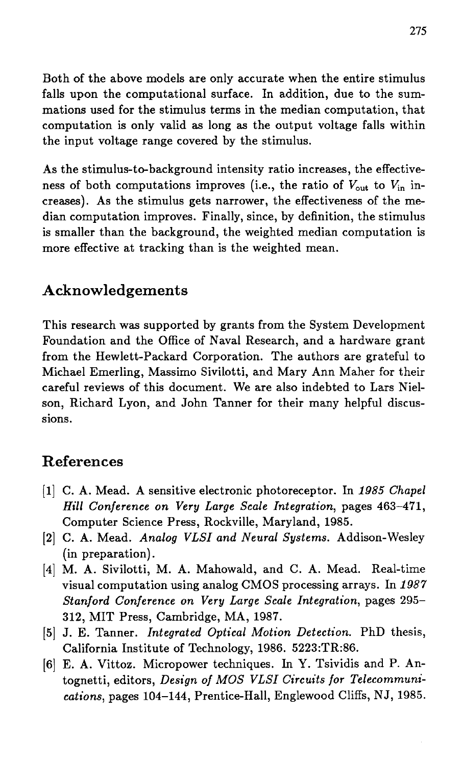Both of the above models are only accurate when the entire stimulus falls upon the computational surface. In addition, due to the summations used for the stimulus terms in the median computation, that computation is only valid as long as the output voltage falls within the input voltage range covered by the stimulus.

As the stimulus-to-background intensity ratio increases, the effectiveness of both computations improves (i.e., the ratio of $V_{out}$ to $V_{in}$ increases). As the stimulus gets narrower, the effectiveness of the median computation improves. Finally, since, by definition, the stimulus is smaller than the background, the weighted median computation is more effective at tracking than is the weighted mean.

## Acknowledgements

This research was supported by grants from the System Development Foundation and the Office of Naval Research, and a hardware grant from the Hewlett-Packard Corporation. The authors are grateful to Michael Emerling, Massimo Sivilotti, and Mary Ann Maher for their careful reviews of this document. We are also indebted to Lars Nielson, Richard Lyon, and John Tanner for their many helpful discussions.

## References

[1] C. A. Mead. A sensitive electronic photoreceptor. In *1985 Chapel Hill Conference on Very Large Scale Integration*, pages 463–471, Computer Science Press, Rockville, Maryland, 1985.

[2] C. A. Mead. *Analog VLSI and Neural Systems.* Addison-Wesley (in preparation).

[4] M. A. Sivilotti, M. A. Mahowald, and C. A. Mead. Real-time visual computation using analog CMOS processing arrays. In *1987 Stanford Conference on Very Large Scale Integration*, pages 295–312, MIT Press, Cambridge, MA, 1987.

[5] J. E. Tanner. *Integrated Optical Motion Detection.* PhD thesis, California Institute of Technology, 1986. 5223:TR:86.

[6] E. A. Vittoz. Micropower techniques. In Y. Tsividis and P. Antognetti, editors, *Design of MOS VLSI Circuits for Telecommunications*, pages 104–144, Prentice-Hall, Englewood Cliffs, NJ, 1985.